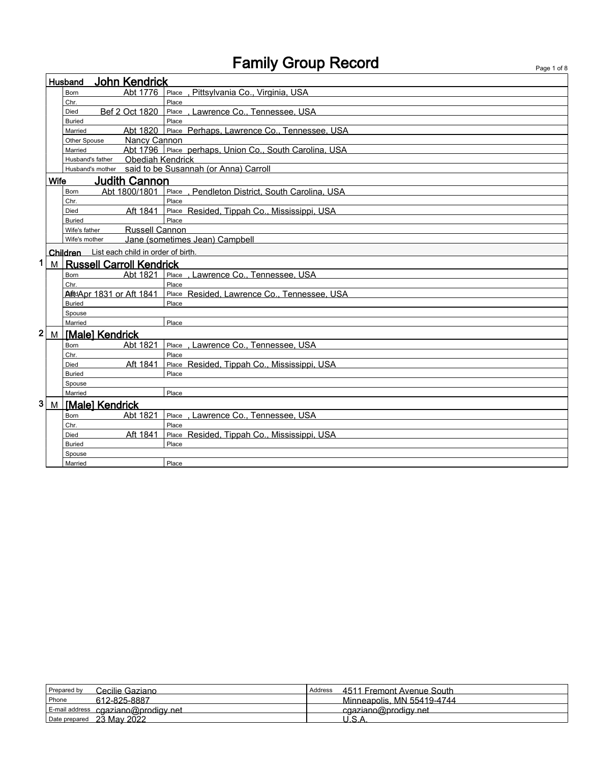# Family Group Record

## Husband: John Kendrick

| | | |
|---|---|---|
| Born | Abt 1776 | Place , Pittsylvania Co., Virginia, USA |
| Chr. | | Place |
| Died | Bef 2 Oct 1820 | Place , Lawrence Co., Tennessee, USA |
| Buried | | Place |
| Married | Abt 1820 | Place Perhaps, Lawrence Co., Tennessee, USA |
| Other Spouse | Nancy Cannon | |
| Married | Abt 1796 | Place perhaps, Union Co., South Carolina, USA |
| Husband's father | Obediah Kendrick | |
| Husband's mother | said to be Susannah (or Anna) Carroll | |

## Wife: Judith Cannon

| | | |
|---|---|---|
| Born | Abt 1800/1801 | Place , Pendleton District, South Carolina, USA |
| Chr. | | Place |
| Died | Aft 1841 | Place Resided, Tippah Co., Mississippi, USA |
| Buried | | Place |
| Wife's father | Russell Cannon | |
| Wife's mother | Jane (sometimes Jean) Campbell | |

## Children

List each child in order of birth.

### 1 M Russell Carroll Kendrick

| | | |
|---|---|---|
| Born | Abt 1821 | Place , Lawrence Co., Tennessee, USA |
| Chr. | | Place |
| Died | Aft Apr 1831 or Aft 1841 | Place Resided, Lawrence Co., Tennessee, USA |
| Buried | | Place |
| Spouse | | |
| Married | | Place |

### 2 M [Male] Kendrick

| | | |
|---|---|---|
| Born | Abt 1821 | Place , Lawrence Co., Tennessee, USA |
| Chr. | | Place |
| Died | Aft 1841 | Place Resided, Tippah Co., Mississippi, USA |
| Buried | | Place |
| Spouse | | |
| Married | | Place |

### 3 M [Male] Kendrick

| | | |
|---|---|---|
| Born | Abt 1821 | Place , Lawrence Co., Tennessee, USA |
| Chr. | | Place |
| Died | Aft 1841 | Place Resided, Tippah Co., Mississippi, USA |
| Buried | | Place |
| Spouse | | |
| Married | | Place |

| | | | |
|---|---|---|---|
| Prepared by | Cecilie Gaziano | Address | 4511 Fremont Avenue South |
| Phone | 612-825-8887 | | Minneapolis, MN 55419-4744 |
| E-mail address | cgaziano@prodigy.net | | cgaziano@prodigy.net |
| Date prepared | 23 May 2022 | | U.S.A. |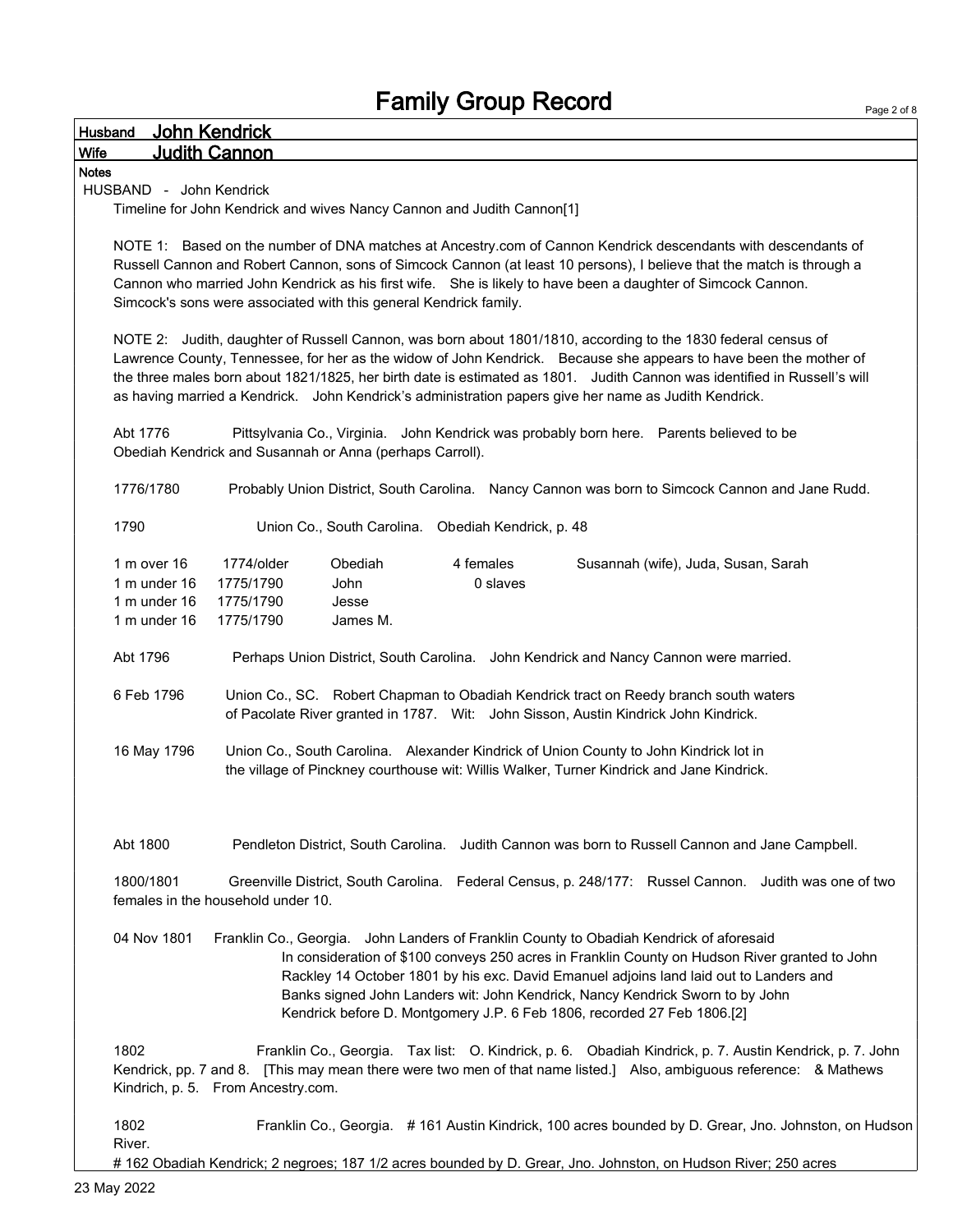# Family Group Record

**Husband** John Kendrick

**Wife** Judith Cannon

**Notes**

HUSBAND - John Kendrick

Timeline for John Kendrick and wives Nancy Cannon and Judith Cannon[1]

NOTE 1: Based on the number of DNA matches at Ancestry.com of Cannon Kendrick descendants with descendants of Russell Cannon and Robert Cannon, sons of Simcock Cannon (at least 10 persons), I believe that the match is through a Cannon who married John Kendrick as his first wife. She is likely to have been a daughter of Simcock Cannon. Simcock's sons were associated with this general Kendrick family.

NOTE 2: Judith, daughter of Russell Cannon, was born about 1801/1810, according to the 1830 federal census of Lawrence County, Tennessee, for her as the widow of John Kendrick. Because she appears to have been the mother of the three males born about 1821/1825, her birth date is estimated as 1801. Judith Cannon was identified in Russell's will as having married a Kendrick. John Kendrick's administration papers give her name as Judith Kendrick.

Abt 1776 Pittsylvania Co., Virginia. John Kendrick was probably born here. Parents believed to be Obediah Kendrick and Susannah or Anna (perhaps Carroll).

1776/1780 Probably Union District, South Carolina. Nancy Cannon was born to Simcock Cannon and Jane Rudd.

1790 Union Co., South Carolina. Obediah Kendrick, p. 48

| | | | | |
|---|---|---|---|---|
| 1 m over 16 | 1774/older | Obediah | 4 females | Susannah (wife), Juda, Susan, Sarah |
| 1 m under 16 | 1775/1790 | John | 0 slaves | |
| 1 m under 16 | 1775/1790 | Jesse | | |
| 1 m under 16 | 1775/1790 | James M. | | |

Abt 1796 Perhaps Union District, South Carolina. John Kendrick and Nancy Cannon were married.

6 Feb 1796 Union Co., SC. Robert Chapman to Obadiah Kendrick tract on Reedy branch south waters of Pacolate River granted in 1787. Wit: John Sisson, Austin Kindrick John Kindrick.

16 May 1796 Union Co., South Carolina. Alexander Kindrick of Union County to John Kindrick lot in the village of Pinckney courthouse wit: Willis Walker, Turner Kindrick and Jane Kindrick.

Abt 1800 Pendleton District, South Carolina. Judith Cannon was born to Russell Cannon and Jane Campbell.

1800/1801 Greenville District, South Carolina. Federal Census, p. 248/177: Russel Cannon. Judith was one of two females in the household under 10.

04 Nov 1801 Franklin Co., Georgia. John Landers of Franklin County to Obadiah Kendrick of aforesaid In consideration of $100 conveys 250 acres in Franklin County on Hudson River granted to John Rackley 14 October 1801 by his exc. David Emanuel adjoins land laid out to Landers and Banks signed John Landers wit: John Kendrick, Nancy Kendrick Sworn to by John Kendrick before D. Montgomery J.P. 6 Feb 1806, recorded 27 Feb 1806.[2]

1802 Franklin Co., Georgia. Tax list: O. Kindrick, p. 6. Obadiah Kindrick, p. 7. Austin Kendrick, p. 7. John Kendrick, pp. 7 and 8. [This may mean there were two men of that name listed.] Also, ambiguous reference: & Mathews Kindrich, p. 5. From Ancestry.com.

1802 Franklin Co., Georgia. # 161 Austin Kindrick, 100 acres bounded by D. Grear, Jno. Johnston, on Hudson River.

# 162 Obadiah Kendrick; 2 negroes; 187 1/2 acres bounded by D. Grear, Jno. Johnston, on Hudson River; 250 acres

23 May 2022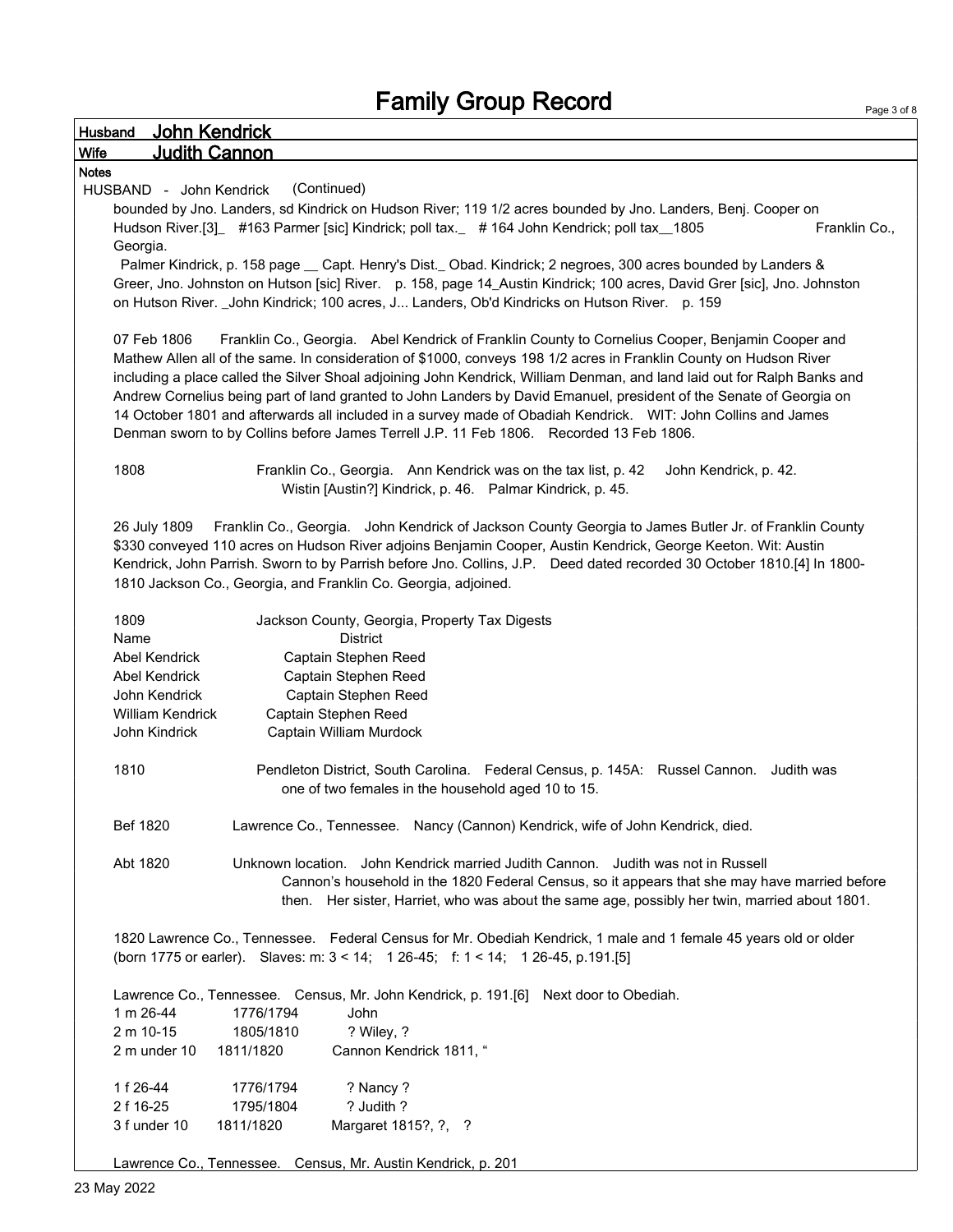# Family Group Record

**Husband** John Kendrick

**Wife** Judith Cannon

**Notes**

HUSBAND - John Kendrick (Continued)

bounded by Jno. Landers, sd Kindrick on Hudson River; 119 1/2 acres bounded by Jno. Landers, Benj. Cooper on Hudson River.[3]_ #163 Parmer [sic] Kindrick; poll tax._ # 164 John Kendrick; poll tax__1805 Franklin Co., Georgia.

Palmer Kindrick, p. 158 page __ Capt. Henry's Dist._ Obad. Kindrick; 2 negroes, 300 acres bounded by Landers & Greer, Jno. Johnston on Hutson [sic] River. p. 158, page 14_Austin Kindrick; 100 acres, David Grer [sic], Jno. Johnston on Hutson River. _John Kindrick; 100 acres, J... Landers, Ob'd Kindricks on Hutson River. p. 159

07 Feb 1806 Franklin Co., Georgia. Abel Kendrick of Franklin County to Cornelius Cooper, Benjamin Cooper and Mathew Allen all of the same. In consideration of $1000, conveys 198 1/2 acres in Franklin County on Hudson River including a place called the Silver Shoal adjoining John Kendrick, William Denman, and land laid out for Ralph Banks and Andrew Cornelius being part of land granted to John Landers by David Emanuel, president of the Senate of Georgia on 14 October 1801 and afterwards all included in a survey made of Obadiah Kendrick. WIT: John Collins and James Denman sworn to by Collins before James Terrell J.P. 11 Feb 1806. Recorded 13 Feb 1806.

1808 Franklin Co., Georgia. Ann Kendrick was on the tax list, p. 42 John Kendrick, p. 42. Wistin [Austin?] Kindrick, p. 46. Palmar Kindrick, p. 45.

26 July 1809 Franklin Co., Georgia. John Kendrick of Jackson County Georgia to James Butler Jr. of Franklin County $330 conveyed 110 acres on Hudson River adjoins Benjamin Cooper, Austin Kendrick, George Keeton. Wit: Austin Kendrick, John Parrish. Sworn to by Parrish before Jno. Collins, J.P. Deed dated recorded 30 October 1810.[4] In 1800-1810 Jackson Co., Georgia, and Franklin Co. Georgia, adjoined.

1809 Jackson County, Georgia, Property Tax Digests

| Name | District |
|---|---|
| Abel Kendrick | Captain Stephen Reed |
| Abel Kendrick | Captain Stephen Reed |
| John Kendrick | Captain Stephen Reed |
| William Kendrick | Captain Stephen Reed |
| John Kindrick | Captain William Murdock |

1810 Pendleton District, South Carolina. Federal Census, p. 145A: Russel Cannon. Judith was one of two females in the household aged 10 to 15.

Bef 1820 Lawrence Co., Tennessee. Nancy (Cannon) Kendrick, wife of John Kendrick, died.

Abt 1820 Unknown location. John Kendrick married Judith Cannon. Judith was not in Russell Cannon's household in the 1820 Federal Census, so it appears that she may have married before then. Her sister, Harriet, who was about the same age, possibly her twin, married about 1801.

1820 Lawrence Co., Tennessee. Federal Census for Mr. Obediah Kendrick, 1 male and 1 female 45 years old or older (born 1775 or earler). Slaves: m: 3 < 14; 1 26-45; f: 1 < 14; 1 26-45, p.191.[5]

Lawrence Co., Tennessee. Census, Mr. John Kendrick, p. 191.[6] Next door to Obediah.

| | | |
|---|---|---|
| 1 m 26-44 | 1776/1794 | John |
| 2 m 10-15 | 1805/1810 | ? Wiley, ? |
| 2 m under 10 | 1811/1820 | Cannon Kendrick 1811, " |
| 1 f 26-44 | 1776/1794 | ? Nancy ? |
| 2 f 16-25 | 1795/1804 | ? Judith ? |
| 3 f under 10 | 1811/1820 | Margaret 1815?, ?, ? |

Lawrence Co., Tennessee. Census, Mr. Austin Kendrick, p. 201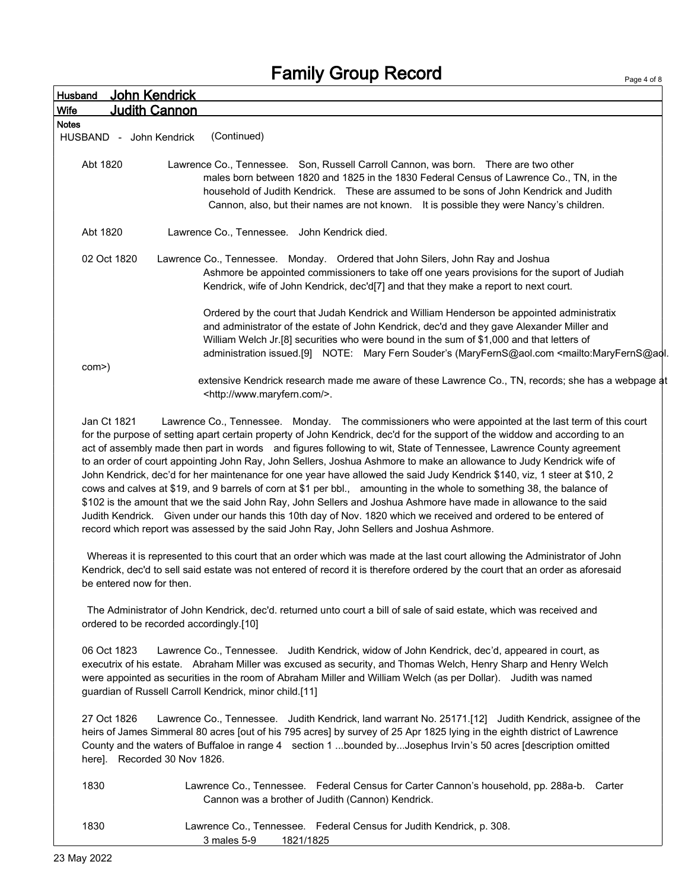# Family Group Record

Husband **John Kendrick**

Wife **Judith Cannon**

Notes

HUSBAND - John Kendrick (Continued)

Abt 1820 Lawrence Co., Tennessee. Son, Russell Carroll Cannon, was born. There are two other males born between 1820 and 1825 in the 1830 Federal Census of Lawrence Co., TN, in the household of Judith Kendrick. These are assumed to be sons of John Kendrick and Judith Cannon, also, but their names are not known. It is possible they were Nancy's children.

Abt 1820 Lawrence Co., Tennessee. John Kendrick died.

02 Oct 1820 Lawrence Co., Tennessee. Monday. Ordered that John Silers, John Ray and Joshua Ashmore be appointed commissioners to take off one years provisions for the suport of Judiah Kendrick, wife of John Kendrick, dec'd[7] and that they make a report to next court.

Ordered by the court that Judah Kendrick and William Henderson be appointed administratix and administrator of the estate of John Kendrick, dec'd and they gave Alexander Miller and William Welch Jr.[8] securities who were bound in the sum of $1,000 and that letters of administration issued.[9] NOTE: Mary Fern Souder's (MaryFernS@aol.com <mailto:MaryFernS@aol.com>) extensive Kendrick research made me aware of these Lawrence Co., TN, records; she has a webpage at <http://www.maryfern.com/>.

Jan Ct 1821 Lawrence Co., Tennessee. Monday. The commissioners who were appointed at the last term of this court for the purpose of setting apart certain property of John Kendrick, dec'd for the support of the widdow and according to an act of assembly made then part in words and figures following to wit, State of Tennessee, Lawrence County agreement to an order of court appointing John Ray, John Sellers, Joshua Ashmore to make an allowance to Judy Kendrick wife of John Kendrick, dec'd for her maintenance for one year have allowed the said Judy Kendrick $140, viz, 1 steer at $10, 2 cows and calves at $19, and 9 barrels of corn at $1 per bbl., amounting in the whole to something 38, the balance of $102 is the amount that we the said John Ray, John Sellers and Joshua Ashmore have made in allowance to the said Judith Kendrick. Given under our hands this 10th day of Nov. 1820 which we received and ordered to be entered of record which report was assessed by the said John Ray, John Sellers and Joshua Ashmore.

Whereas it is represented to this court that an order which was made at the last court allowing the Administrator of John Kendrick, dec'd to sell said estate was not entered of record it is therefore ordered by the court that an order as aforesaid be entered now for then.

The Administrator of John Kendrick, dec'd. returned unto court a bill of sale of said estate, which was received and ordered to be recorded accordingly.[10]

06 Oct 1823 Lawrence Co., Tennessee. Judith Kendrick, widow of John Kendrick, dec'd, appeared in court, as executrix of his estate. Abraham Miller was excused as security, and Thomas Welch, Henry Sharp and Henry Welch were appointed as securities in the room of Abraham Miller and William Welch (as per Dollar). Judith was named guardian of Russell Carroll Kendrick, minor child.[11]

27 Oct 1826 Lawrence Co., Tennessee. Judith Kendrick, land warrant No. 25171.[12] Judith Kendrick, assignee of the heirs of James Simmeral 80 acres [out of his 795 acres] by survey of 25 Apr 1825 lying in the eighth district of Lawrence County and the waters of Buffaloe in range 4 section 1 ...bounded by...Josephus Irvin's 50 acres [description omitted here]. Recorded 30 Nov 1826.

1830 Lawrence Co., Tennessee. Federal Census for Carter Cannon's household, pp. 288a-b. Carter Cannon was a brother of Judith (Cannon) Kendrick.

1830 Lawrence Co., Tennessee. Federal Census for Judith Kendrick, p. 308.
3 males 5-9 1821/1825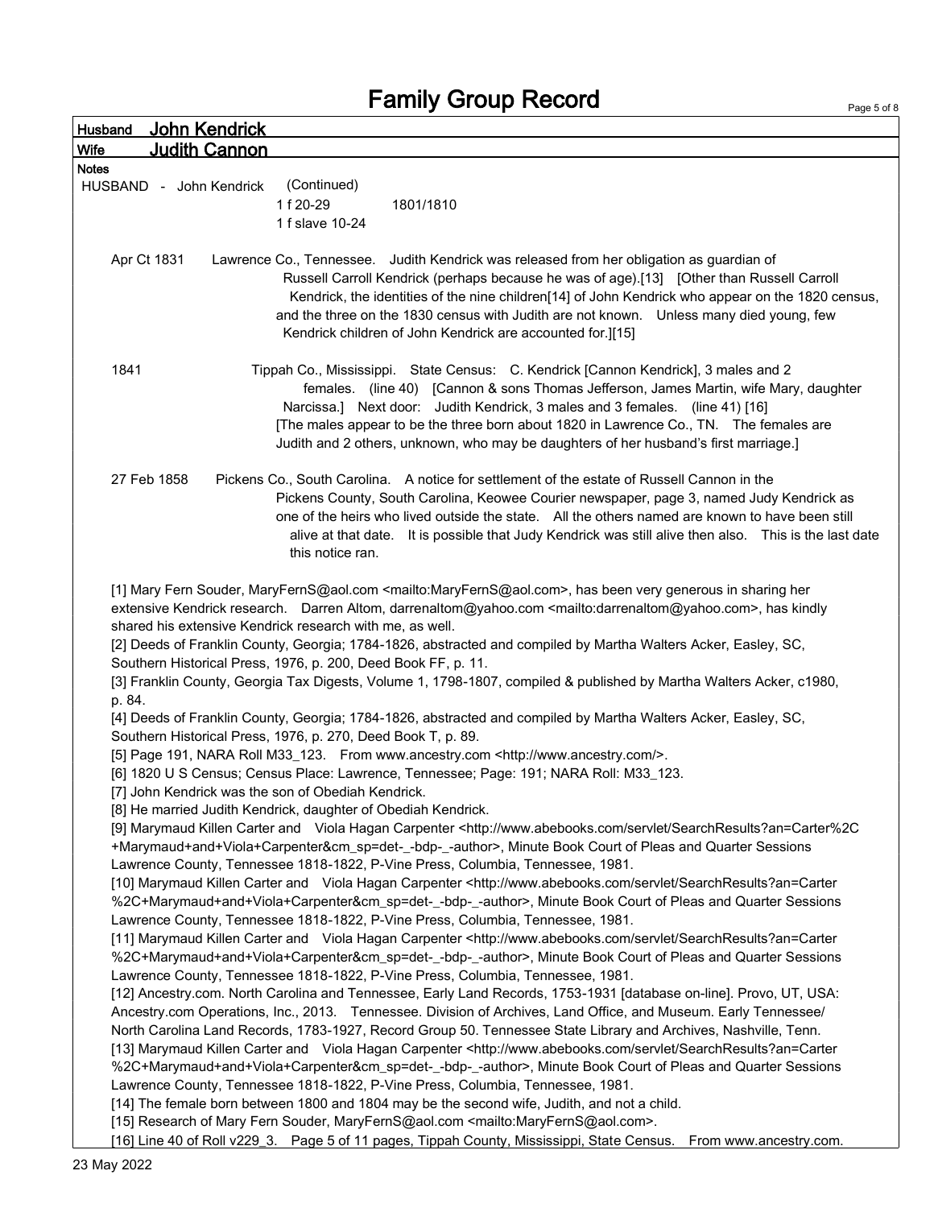# Family Group Record

**Husband** John Kendrick

**Wife** Judith Cannon

**Notes**

HUSBAND - John Kendrick (Continued)

1 f 20-29 1801/1810

1 f slave 10-24

Apr Ct 1831 Lawrence Co., Tennessee. Judith Kendrick was released from her obligation as guardian of Russell Carroll Kendrick (perhaps because he was of age).[13] [Other than Russell Carroll Kendrick, the identities of the nine children[14] of John Kendrick who appear on the 1820 census, and the three on the 1830 census with Judith are not known. Unless many died young, few Kendrick children of John Kendrick are accounted for.][15]

1841 Tippah Co., Mississippi. State Census: C. Kendrick [Cannon Kendrick], 3 males and 2 females. (line 40) [Cannon & sons Thomas Jefferson, James Martin, wife Mary, daughter Narcissa.] Next door: Judith Kendrick, 3 males and 3 females. (line 41) [16] [The males appear to be the three born about 1820 in Lawrence Co., TN. The females are Judith and 2 others, unknown, who may be daughters of her husband's first marriage.]

27 Feb 1858 Pickens Co., South Carolina. A notice for settlement of the estate of Russell Cannon in the Pickens County, South Carolina, Keowee Courier newspaper, page 3, named Judy Kendrick as one of the heirs who lived outside the state. All the others named are known to have been still alive at that date. It is possible that Judy Kendrick was still alive then also. This is the last date this notice ran.

[1] Mary Fern Souder, MaryFernS@aol.com <mailto:MaryFernS@aol.com>, has been very generous in sharing her extensive Kendrick research. Darren Altom, darrenaltom@yahoo.com <mailto:darrenaltom@yahoo.com>, has kindly shared his extensive Kendrick research with me, as well.

[2] Deeds of Franklin County, Georgia; 1784-1826, abstracted and compiled by Martha Walters Acker, Easley, SC, Southern Historical Press, 1976, p. 200, Deed Book FF, p. 11.

[3] Franklin County, Georgia Tax Digests, Volume 1, 1798-1807, compiled & published by Martha Walters Acker, c1980, p. 84.

[4] Deeds of Franklin County, Georgia; 1784-1826, abstracted and compiled by Martha Walters Acker, Easley, SC, Southern Historical Press, 1976, p. 270, Deed Book T, p. 89.

[5] Page 191, NARA Roll M33_123. From www.ancestry.com <http://www.ancestry.com/>.

[6] 1820 U S Census; Census Place: Lawrence, Tennessee; Page: 191; NARA Roll: M33_123.

[7] John Kendrick was the son of Obediah Kendrick.

[8] He married Judith Kendrick, daughter of Obediah Kendrick.

[9] Marymaud Killen Carter and Viola Hagan Carpenter <http://www.abebooks.com/servlet/SearchResults?an=Carter%2C+Marymaud+and+Viola+Carpenter&cm_sp=det-_-bdp-_-author>, Minute Book Court of Pleas and Quarter Sessions Lawrence County, Tennessee 1818-1822, P-Vine Press, Columbia, Tennessee, 1981.

[10] Marymaud Killen Carter and Viola Hagan Carpenter <http://www.abebooks.com/servlet/SearchResults?an=Carter%2C+Marymaud+and+Viola+Carpenter&cm_sp=det-_-bdp-_-author>, Minute Book Court of Pleas and Quarter Sessions Lawrence County, Tennessee 1818-1822, P-Vine Press, Columbia, Tennessee, 1981.

[11] Marymaud Killen Carter and Viola Hagan Carpenter <http://www.abebooks.com/servlet/SearchResults?an=Carter%2C+Marymaud+and+Viola+Carpenter&cm_sp=det-_-bdp-_-author>, Minute Book Court of Pleas and Quarter Sessions Lawrence County, Tennessee 1818-1822, P-Vine Press, Columbia, Tennessee, 1981.

[12] Ancestry.com. North Carolina and Tennessee, Early Land Records, 1753-1931 [database on-line]. Provo, UT, USA: Ancestry.com Operations, Inc., 2013. Tennessee. Division of Archives, Land Office, and Museum. Early Tennessee/North Carolina Land Records, 1783-1927, Record Group 50. Tennessee State Library and Archives, Nashville, Tenn.

[13] Marymaud Killen Carter and Viola Hagan Carpenter <http://www.abebooks.com/servlet/SearchResults?an=Carter%2C+Marymaud+and+Viola+Carpenter&cm_sp=det-_-bdp-_-author>, Minute Book Court of Pleas and Quarter Sessions Lawrence County, Tennessee 1818-1822, P-Vine Press, Columbia, Tennessee, 1981.

[14] The female born between 1800 and 1804 may be the second wife, Judith, and not a child.

[15] Research of Mary Fern Souder, MaryFernS@aol.com <mailto:MaryFernS@aol.com>.

[16] Line 40 of Roll v229_3. Page 5 of 11 pages, Tippah County, Mississippi, State Census. From www.ancestry.com.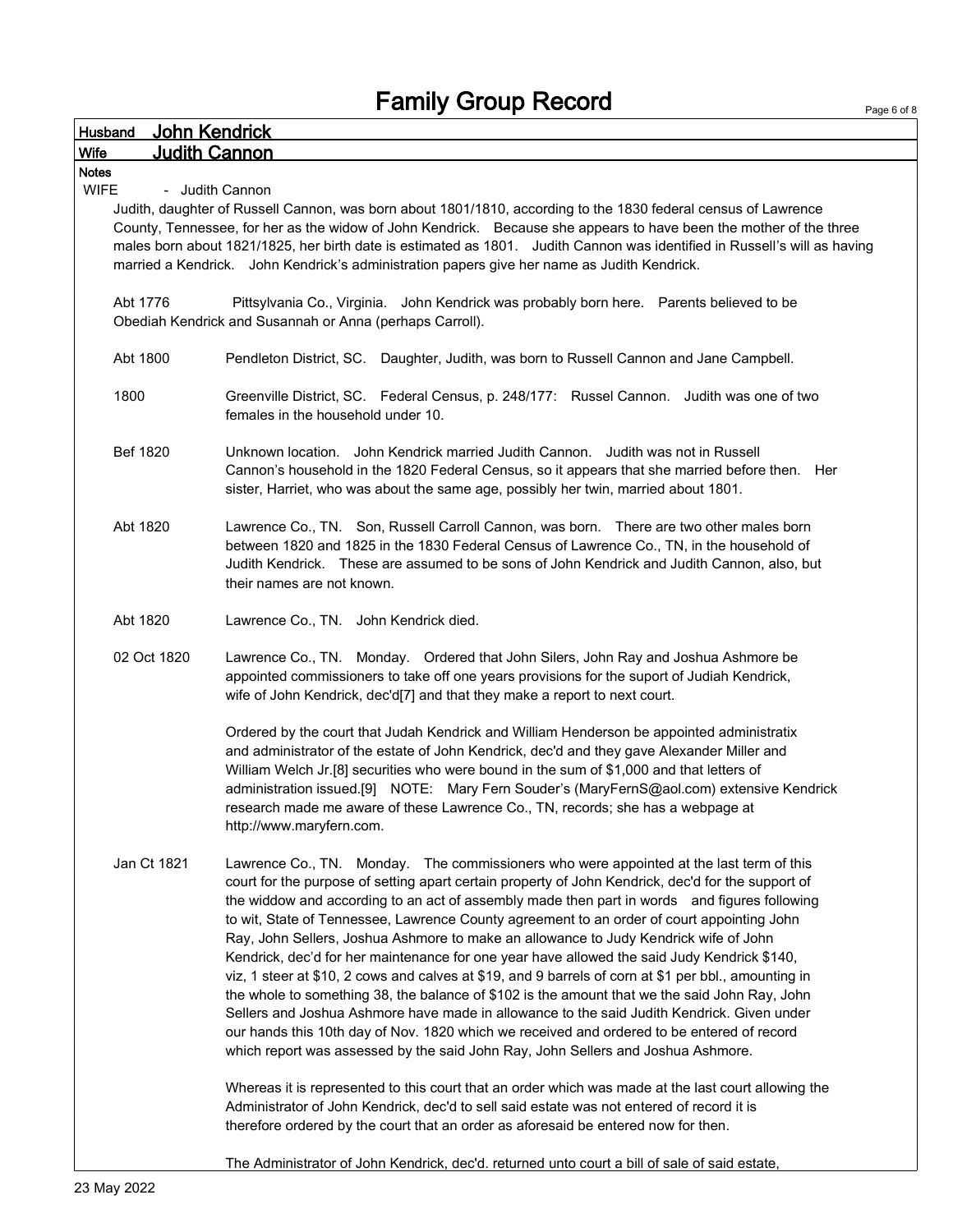# Family Group Record

**Husband** John Kendrick

**Wife** Judith Cannon

**Notes**

WIFE - Judith Cannon

Judith, daughter of Russell Cannon, was born about 1801/1810, according to the 1830 federal census of Lawrence County, Tennessee, for her as the widow of John Kendrick. Because she appears to have been the mother of the three males born about 1821/1825, her birth date is estimated as 1801. Judith Cannon was identified in Russell's will as having married a Kendrick. John Kendrick's administration papers give her name as Judith Kendrick.

Abt 1776 Pittsylvania Co., Virginia. John Kendrick was probably born here. Parents believed to be Obediah Kendrick and Susannah or Anna (perhaps Carroll).

Abt 1800 Pendleton District, SC. Daughter, Judith, was born to Russell Cannon and Jane Campbell.

1800 Greenville District, SC. Federal Census, p. 248/177: Russel Cannon. Judith was one of two females in the household under 10.

Bef 1820 Unknown location. John Kendrick married Judith Cannon. Judith was not in Russell Cannon's household in the 1820 Federal Census, so it appears that she married before then. Her sister, Harriet, who was about the same age, possibly her twin, married about 1801.

Abt 1820 Lawrence Co., TN. Son, Russell Carroll Cannon, was born. There are two other males born between 1820 and 1825 in the 1830 Federal Census of Lawrence Co., TN, in the household of Judith Kendrick. These are assumed to be sons of John Kendrick and Judith Cannon, also, but their names are not known.

Abt 1820 Lawrence Co., TN. John Kendrick died.

02 Oct 1820 Lawrence Co., TN. Monday. Ordered that John Silers, John Ray and Joshua Ashmore be appointed commissioners to take off one years provisions for the suport of Judiah Kendrick, wife of John Kendrick, dec'd[7] and that they make a report to next court.

Ordered by the court that Judah Kendrick and William Henderson be appointed administratix and administrator of the estate of John Kendrick, dec'd and they gave Alexander Miller and William Welch Jr.[8] securities who were bound in the sum of $1,000 and that letters of administration issued.[9] NOTE: Mary Fern Souder's (MaryFernS@aol.com) extensive Kendrick research made me aware of these Lawrence Co., TN, records; she has a webpage at http://www.maryfern.com.

Jan Ct 1821 Lawrence Co., TN. Monday. The commissioners who were appointed at the last term of this court for the purpose of setting apart certain property of John Kendrick, dec'd for the support of the widdow and according to an act of assembly made then part in words and figures following to wit, State of Tennessee, Lawrence County agreement to an order of court appointing John Ray, John Sellers, Joshua Ashmore to make an allowance to Judy Kendrick wife of John Kendrick, dec'd for her maintenance for one year have allowed the said Judy Kendrick $140, viz, 1 steer at $10, 2 cows and calves at $19, and 9 barrels of corn at $1 per bbl., amounting in the whole to something 38, the balance of $102 is the amount that we the said John Ray, John Sellers and Joshua Ashmore have made in allowance to the said Judith Kendrick. Given under our hands this 10th day of Nov. 1820 which we received and ordered to be entered of record which report was assessed by the said John Ray, John Sellers and Joshua Ashmore.

Whereas it is represented to this court that an order which was made at the last court allowing the Administrator of John Kendrick, dec'd to sell said estate was not entered of record it is therefore ordered by the court that an order as aforesaid be entered now for then.

The Administrator of John Kendrick, dec'd. returned unto court a bill of sale of said estate,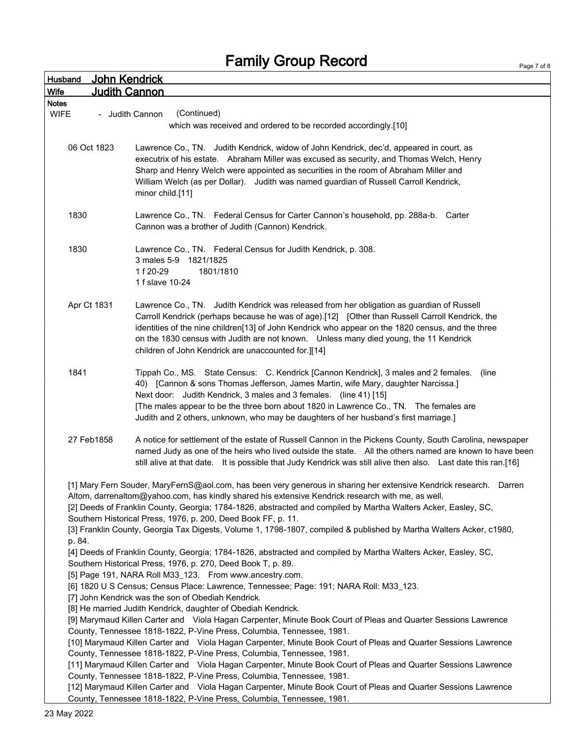# Family Group Record

**Husband** John Kendrick

**Wife** Judith Cannon

**Notes**

**WIFE** - Judith Cannon (Continued)

which was received and ordered to be recorded accordingly.[10]

06 Oct 1823 — Lawrence Co., TN. Judith Kendrick, widow of John Kendrick, dec'd, appeared in court, as executrix of his estate. Abraham Miller was excused as security, and Thomas Welch, Henry Sharp and Henry Welch were appointed as securities in the room of Abraham Miller and William Welch (as per Dollar). Judith was named guardian of Russell Carroll Kendrick, minor child.[11]

1830 — Lawrence Co., TN. Federal Census for Carter Cannon's household, pp. 288a-b. Carter Cannon was a brother of Judith (Cannon) Kendrick.

1830 — Lawrence Co., TN. Federal Census for Judith Kendrick, p. 308.
3 males 5-9 1821/1825
1 f 20-29 1801/1810
1 f slave 10-24

Apr Ct 1831 — Lawrence Co., TN. Judith Kendrick was released from her obligation as guardian of Russell Carroll Kendrick (perhaps because he was of age).[12] [Other than Russell Carroll Kendrick, the identities of the nine children[13] of John Kendrick who appear on the 1820 census, and the three on the 1830 census with Judith are not known. Unless many died young, the 11 Kendrick children of John Kendrick are unaccounted for.][14]

1841 — Tippah Co., MS. State Census: C. Kendrick [Cannon Kendrick], 3 males and 2 females. (line 40) [Cannon & sons Thomas Jefferson, James Martin, wife Mary, daughter Narcissa.]
Next door: Judith Kendrick, 3 males and 3 females. (line 41) [15]
[The males appear to be the three born about 1820 in Lawrence Co., TN. The females are Judith and 2 others, unknown, who may be daughters of her husband's first marriage.]

27 Feb1858 — A notice for settlement of the estate of Russell Cannon in the Pickens County, South Carolina, newspaper named Judy as one of the heirs who lived outside the state. All the others named are known to have been still alive at that date. It is possible that Judy Kendrick was still alive then also. Last date this ran.[16]

[1] Mary Fern Souder, MaryFernS@aol.com, has been very generous in sharing her extensive Kendrick research. Darren Altom, darrenaltom@yahoo.com, has kindly shared his extensive Kendrick research with me, as well.
[2] Deeds of Franklin County, Georgia; 1784-1826, abstracted and compiled by Martha Walters Acker, Easley, SC, Southern Historical Press, 1976, p. 200, Deed Book FF, p. 11.
[3] Franklin County, Georgia Tax Digests, Volume 1, 1798-1807, compiled & published by Martha Walters Acker, c1980, p. 84.
[4] Deeds of Franklin County, Georgia; 1784-1826, abstracted and compiled by Martha Walters Acker, Easley, SC, Southern Historical Press, 1976, p. 270, Deed Book T, p. 89.
[5] Page 191, NARA Roll M33_123. From www.ancestry.com.
[6] 1820 U S Census; Census Place: Lawrence, Tennessee; Page: 191; NARA Roll: M33_123.
[7] John Kendrick was the son of Obediah Kendrick.
[8] He married Judith Kendrick, daughter of Obediah Kendrick.
[9] Marymaud Killen Carter and Viola Hagan Carpenter, Minute Book Court of Pleas and Quarter Sessions Lawrence County, Tennessee 1818-1822, P-Vine Press, Columbia, Tennessee, 1981.
[10] Marymaud Killen Carter and Viola Hagan Carpenter, Minute Book Court of Pleas and Quarter Sessions Lawrence County, Tennessee 1818-1822, P-Vine Press, Columbia, Tennessee, 1981.
[11] Marymaud Killen Carter and Viola Hagan Carpenter, Minute Book Court of Pleas and Quarter Sessions Lawrence County, Tennessee 1818-1822, P-Vine Press, Columbia, Tennessee, 1981.
[12] Marymaud Killen Carter and Viola Hagan Carpenter, Minute Book Court of Pleas and Quarter Sessions Lawrence County, Tennessee 1818-1822, P-Vine Press, Columbia, Tennessee, 1981.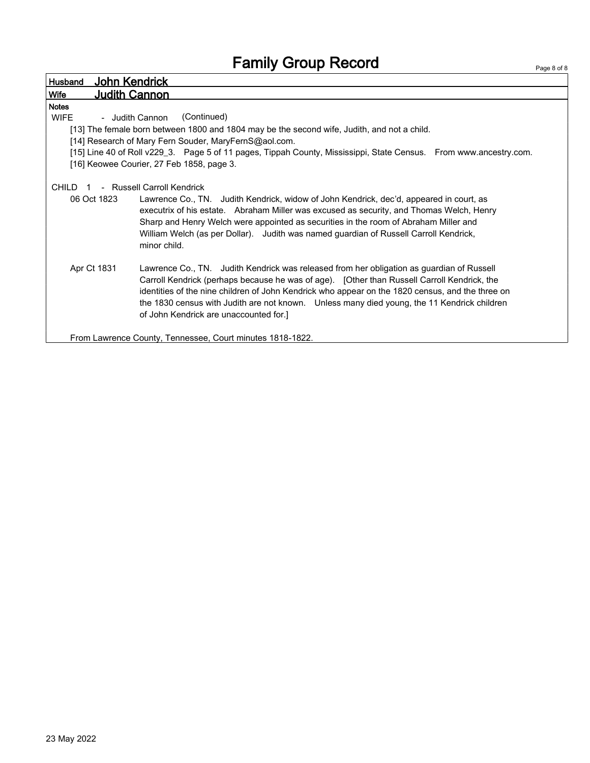# Family Group Record

**Husband** John Kendrick

**Wife** Judith Cannon

**Notes**

WIFE - Judith Cannon (Continued)

[13] The female born between 1800 and 1804 may be the second wife, Judith, and not a child.

[14] Research of Mary Fern Souder, MaryFernS@aol.com.

[15] Line 40 of Roll v229_3. Page 5 of 11 pages, Tippah County, Mississippi, State Census. From www.ancestry.com.

[16] Keowee Courier, 27 Feb 1858, page 3.

CHILD 1 - Russell Carroll Kendrick

06 Oct 1823 — Lawrence Co., TN. Judith Kendrick, widow of John Kendrick, dec'd, appeared in court, as executrix of his estate. Abraham Miller was excused as security, and Thomas Welch, Henry Sharp and Henry Welch were appointed as securities in the room of Abraham Miller and William Welch (as per Dollar). Judith was named guardian of Russell Carroll Kendrick, minor child.

Apr Ct 1831 — Lawrence Co., TN. Judith Kendrick was released from her obligation as guardian of Russell Carroll Kendrick (perhaps because he was of age). [Other than Russell Carroll Kendrick, the identities of the nine children of John Kendrick who appear on the 1820 census, and the three on the 1830 census with Judith are not known. Unless many died young, the 11 Kendrick children of John Kendrick are unaccounted for.]

From Lawrence County, Tennessee, Court minutes 1818-1822.

23 May 2022